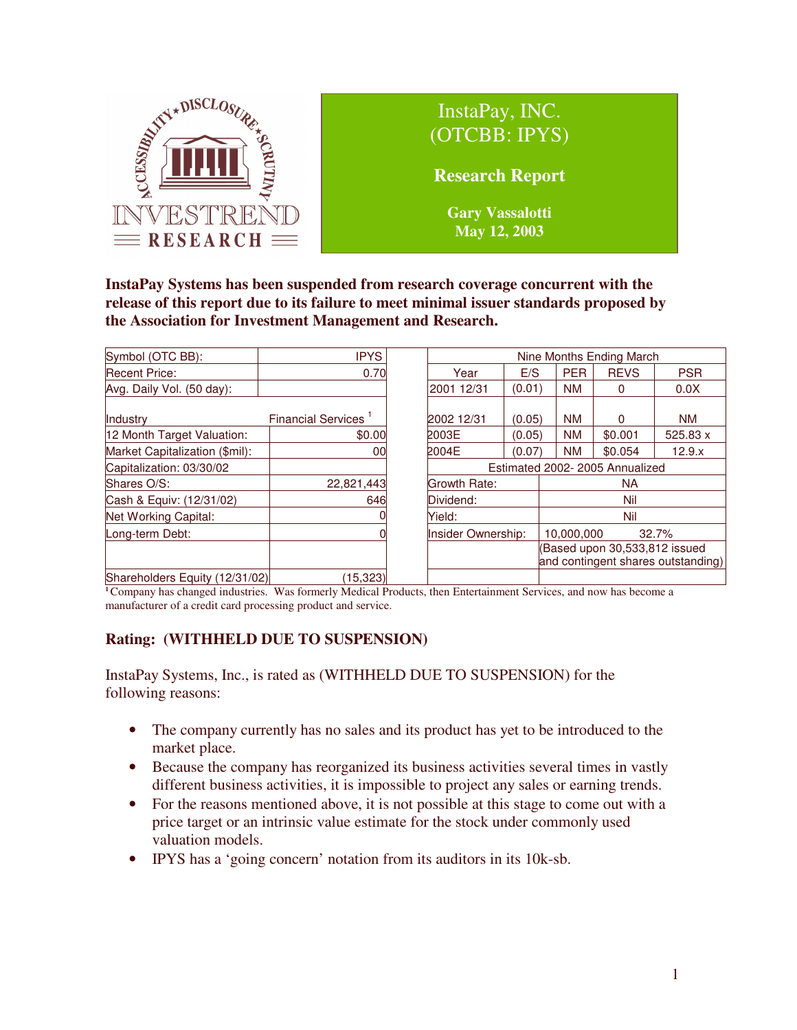# InstaPay, INC.
# (OTCBB: IPYS)

## Research Report

**Gary Vassalotti**
**May 12, 2003**

**InstaPay Systems has been suspended from research coverage concurrent with the release of this report due to its failure to meet minimal issuer standards proposed by the Association for Investment Management and Research.**

| | | | Nine Months Ending March | | | | |
|---|---|---|---|---|---|---|---|
| Symbol (OTC BB): | IPYS | | Year | E/S | PER | REVS | PSR |
| Recent Price: | 0.70 | | 2001 12/31 | (0.01) | NM | 0 | 0.0X |
| Avg. Daily Vol. (50 day): | | | | | | | |
| Industry | Financial Services [1] | | 2002 12/31 | (0.05) | NM | 0 | NM |
| 12 Month Target Valuation: | $0.00 | | 2003E | (0.05) | NM | $0.001 | 525.83 x |
| Market Capitalization ($mil): | 00 | | 2004E | (0.07) | NM | $0.054 | 12.9.x |
| Capitalization: 03/30/02 | | | Estimated 2002- 2005 Annualized | | | | |
| Shares O/S: | 22,821,443 | | Growth Rate: | NA | | | |
| Cash & Equiv: (12/31/02) | 646 | | Dividend: | Nil | | | |
| Net Working Capital: | 0 | | Yield: | Nil | | | |
| Long-term Debt: | 0 | | Insider Ownership: | 10,000,000 32.7% | | | |
| | | | | (Based upon 30,533,812 issued and contingent shares outstanding) | | | |
| Shareholders Equity (12/31/02) | (15,323) | | | | | | |

[1] Company has changed industries. Was formerly Medical Products, then Entertainment Services, and now has become a manufacturer of a credit card processing product and service.

## Rating: (WITHHELD DUE TO SUSPENSION)

InstaPay Systems, Inc., is rated as (WITHHELD DUE TO SUSPENSION) for the following reasons:

- The company currently has no sales and its product has yet to be introduced to the market place.
- Because the company has reorganized its business activities several times in vastly different business activities, it is impossible to project any sales or earning trends.
- For the reasons mentioned above, it is not possible at this stage to come out with a price target or an intrinsic value estimate for the stock under commonly used valuation models.
- IPYS has a 'going concern' notation from its auditors in its 10k-sb.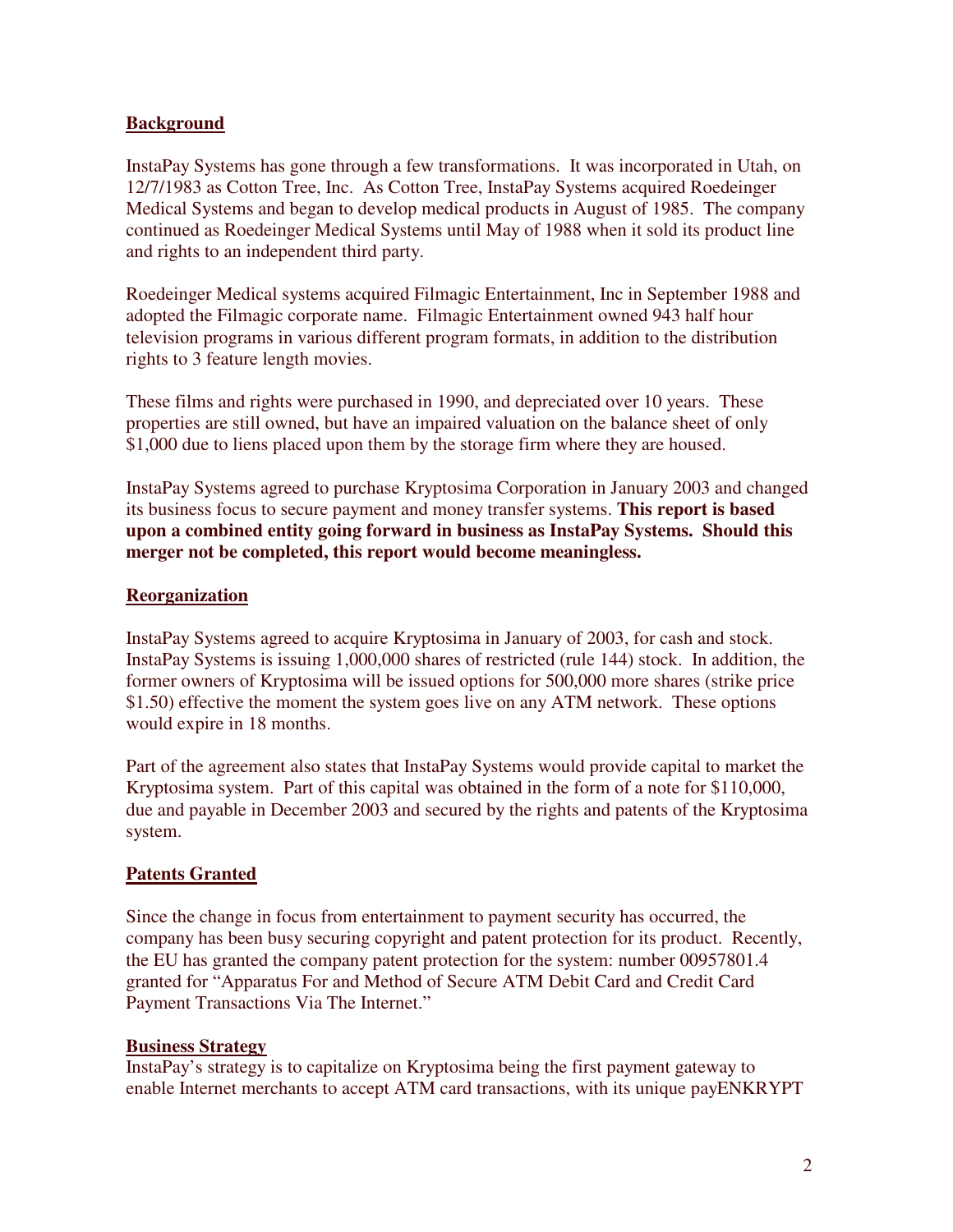## Background

InstaPay Systems has gone through a few transformations. It was incorporated in Utah, on 12/7/1983 as Cotton Tree, Inc. As Cotton Tree, InstaPay Systems acquired Roedeinger Medical Systems and began to develop medical products in August of 1985. The company continued as Roedeinger Medical Systems until May of 1988 when it sold its product line and rights to an independent third party.

Roedeinger Medical systems acquired Filmagic Entertainment, Inc in September 1988 and adopted the Filmagic corporate name. Filmagic Entertainment owned 943 half hour television programs in various different program formats, in addition to the distribution rights to 3 feature length movies.

These films and rights were purchased in 1990, and depreciated over 10 years. These properties are still owned, but have an impaired valuation on the balance sheet of only $1,000 due to liens placed upon them by the storage firm where they are housed.

InstaPay Systems agreed to purchase Kryptosima Corporation in January 2003 and changed its business focus to secure payment and money transfer systems. **This report is based upon a combined entity going forward in business as InstaPay Systems. Should this merger not be completed, this report would become meaningless.**

## Reorganization

InstaPay Systems agreed to acquire Kryptosima in January of 2003, for cash and stock. InstaPay Systems is issuing 1,000,000 shares of restricted (rule 144) stock. In addition, the former owners of Kryptosima will be issued options for 500,000 more shares (strike price $1.50) effective the moment the system goes live on any ATM network. These options would expire in 18 months.

Part of the agreement also states that InstaPay Systems would provide capital to market the Kryptosima system. Part of this capital was obtained in the form of a note for $110,000, due and payable in December 2003 and secured by the rights and patents of the Kryptosima system.

## Patents Granted

Since the change in focus from entertainment to payment security has occurred, the company has been busy securing copyright and patent protection for its product. Recently, the EU has granted the company patent protection for the system: number 00957801.4 granted for "Apparatus For and Method of Secure ATM Debit Card and Credit Card Payment Transactions Via The Internet."

## Business Strategy

InstaPay's strategy is to capitalize on Kryptosima being the first payment gateway to enable Internet merchants to accept ATM card transactions, with its unique payENKRYPT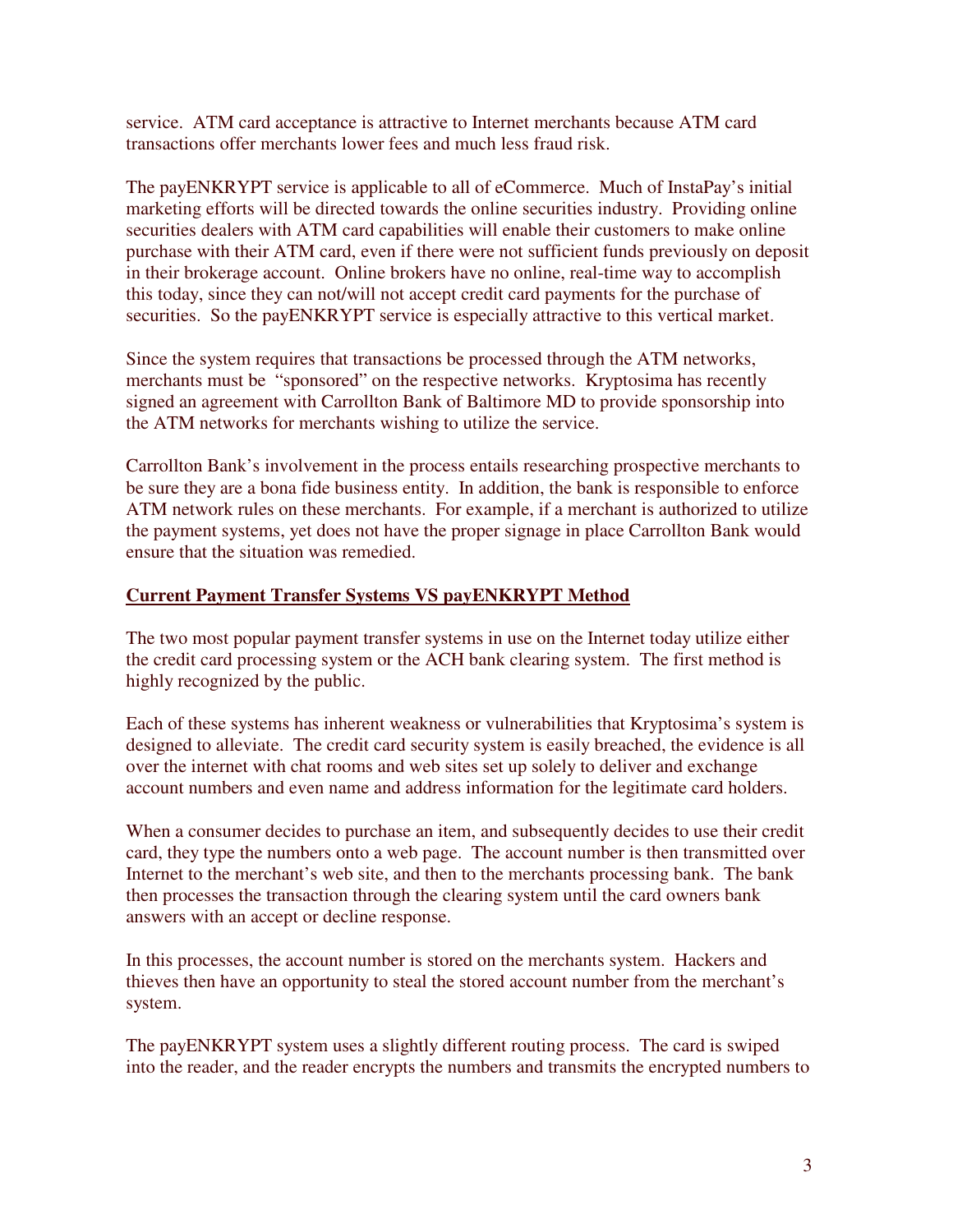service. ATM card acceptance is attractive to Internet merchants because ATM card transactions offer merchants lower fees and much less fraud risk.

The payENKRYPT service is applicable to all of eCommerce. Much of InstaPay's initial marketing efforts will be directed towards the online securities industry. Providing online securities dealers with ATM card capabilities will enable their customers to make online purchase with their ATM card, even if there were not sufficient funds previously on deposit in their brokerage account. Online brokers have no online, real-time way to accomplish this today, since they can not/will not accept credit card payments for the purchase of securities. So the payENKRYPT service is especially attractive to this vertical market.

Since the system requires that transactions be processed through the ATM networks, merchants must be "sponsored" on the respective networks. Kryptosima has recently signed an agreement with Carrollton Bank of Baltimore MD to provide sponsorship into the ATM networks for merchants wishing to utilize the service.

Carrollton Bank's involvement in the process entails researching prospective merchants to be sure they are a bona fide business entity. In addition, the bank is responsible to enforce ATM network rules on these merchants. For example, if a merchant is authorized to utilize the payment systems, yet does not have the proper signage in place Carrollton Bank would ensure that the situation was remedied.

## Current Payment Transfer Systems VS payENKRYPT Method

The two most popular payment transfer systems in use on the Internet today utilize either the credit card processing system or the ACH bank clearing system. The first method is highly recognized by the public.

Each of these systems has inherent weakness or vulnerabilities that Kryptosima's system is designed to alleviate. The credit card security system is easily breached, the evidence is all over the internet with chat rooms and web sites set up solely to deliver and exchange account numbers and even name and address information for the legitimate card holders.

When a consumer decides to purchase an item, and subsequently decides to use their credit card, they type the numbers onto a web page. The account number is then transmitted over Internet to the merchant's web site, and then to the merchants processing bank. The bank then processes the transaction through the clearing system until the card owners bank answers with an accept or decline response.

In this processes, the account number is stored on the merchants system. Hackers and thieves then have an opportunity to steal the stored account number from the merchant's system.

The payENKRYPT system uses a slightly different routing process. The card is swiped into the reader, and the reader encrypts the numbers and transmits the encrypted numbers to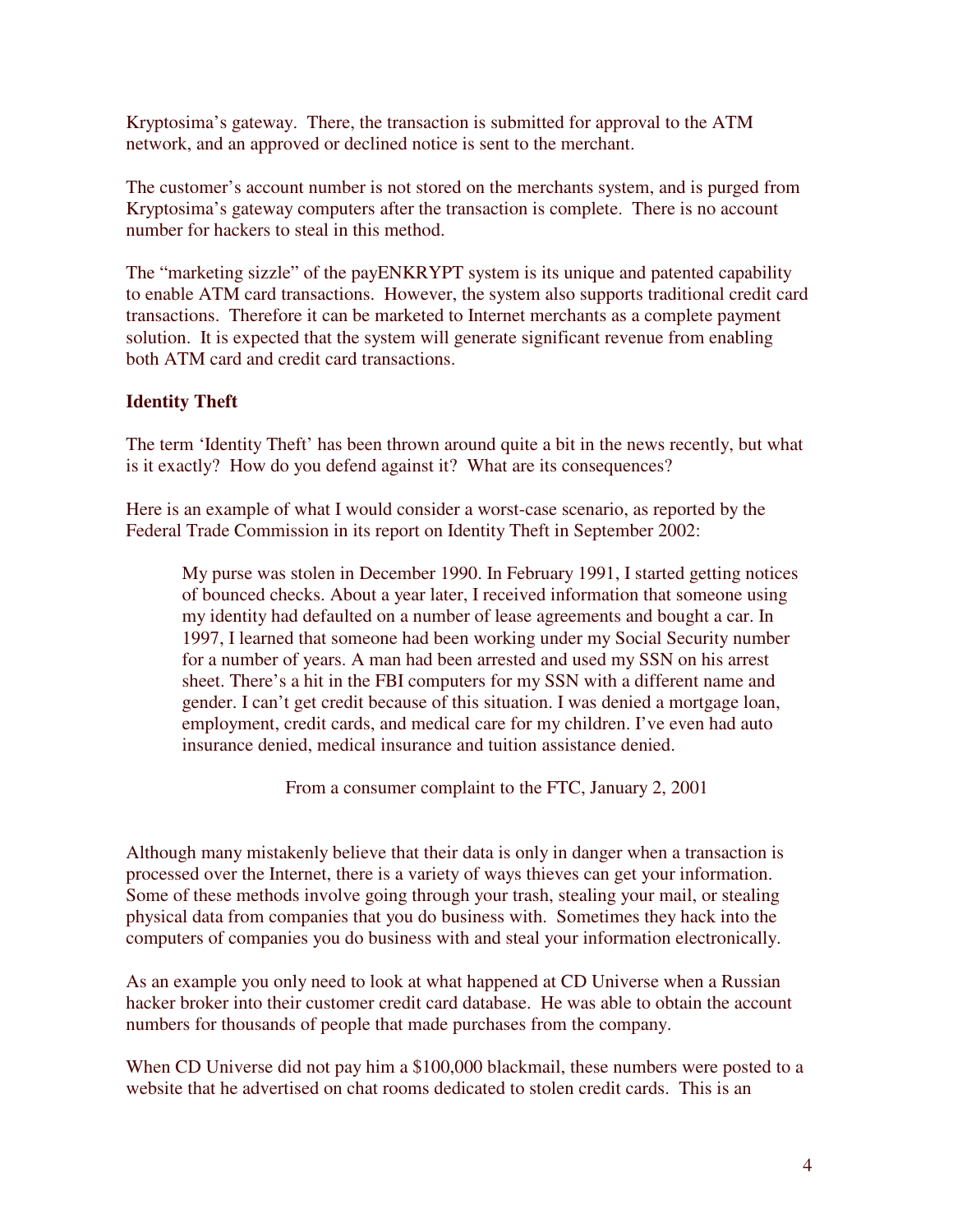Kryptosima's gateway. There, the transaction is submitted for approval to the ATM network, and an approved or declined notice is sent to the merchant.

The customer's account number is not stored on the merchants system, and is purged from Kryptosima's gateway computers after the transaction is complete. There is no account number for hackers to steal in this method.

The "marketing sizzle" of the payENKRYPT system is its unique and patented capability to enable ATM card transactions. However, the system also supports traditional credit card transactions. Therefore it can be marketed to Internet merchants as a complete payment solution. It is expected that the system will generate significant revenue from enabling both ATM card and credit card transactions.

**Identity Theft**

The term 'Identity Theft' has been thrown around quite a bit in the news recently, but what is it exactly? How do you defend against it? What are its consequences?

Here is an example of what I would consider a worst-case scenario, as reported by the Federal Trade Commission in its report on Identity Theft in September 2002:

> My purse was stolen in December 1990. In February 1991, I started getting notices of bounced checks. About a year later, I received information that someone using my identity had defaulted on a number of lease agreements and bought a car. In 1997, I learned that someone had been working under my Social Security number for a number of years. A man had been arrested and used my SSN on his arrest sheet. There's a hit in the FBI computers for my SSN with a different name and gender. I can't get credit because of this situation. I was denied a mortgage loan, employment, credit cards, and medical care for my children. I've even had auto insurance denied, medical insurance and tuition assistance denied.
>
> From a consumer complaint to the FTC, January 2, 2001

Although many mistakenly believe that their data is only in danger when a transaction is processed over the Internet, there is a variety of ways thieves can get your information. Some of these methods involve going through your trash, stealing your mail, or stealing physical data from companies that you do business with. Sometimes they hack into the computers of companies you do business with and steal your information electronically.

As an example you only need to look at what happened at CD Universe when a Russian hacker broker into their customer credit card database. He was able to obtain the account numbers for thousands of people that made purchases from the company.

When CD Universe did not pay him a $100,000 blackmail, these numbers were posted to a website that he advertised on chat rooms dedicated to stolen credit cards. This is an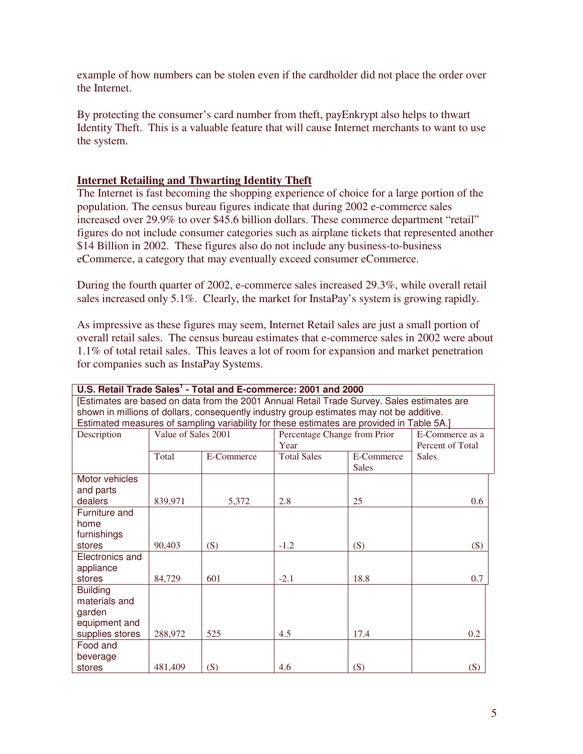example of how numbers can be stolen even if the cardholder did not place the order over the Internet.

By protecting the consumer's card number from theft, payEnkrypt also helps to thwart Identity Theft. This is a valuable feature that will cause Internet merchants to want to use the system.

## Internet Retailing and Thwarting Identity Theft

The Internet is fast becoming the shopping experience of choice for a large portion of the population. The census bureau figures indicate that during 2002 e-commerce sales increased over 29.9% to over $45.6 billion dollars. These commerce department "retail" figures do not include consumer categories such as airplane tickets that represented another $14 Billion in 2002. These figures also do not include any business-to-business eCommerce, a category that may eventually exceed consumer eCommerce.

During the fourth quarter of 2002, e-commerce sales increased 29.3%, while overall retail sales increased only 5.1%. Clearly, the market for InstaPay's system is growing rapidly.

As impressive as these figures may seem, Internet Retail sales are just a small portion of overall retail sales. The census bureau estimates that e-commerce sales in 2002 were about 1.1% of total retail sales. This leaves a lot of room for expansion and market penetration for companies such as InstaPay Systems.

**U.S. Retail Trade Sales[1] - Total and E-commerce: 2001 and 2000**

[Estimates are based on data from the 2001 Annual Retail Trade Survey. Sales estimates are shown in millions of dollars, consequently industry group estimates may not be additive. Estimated measures of sampling variability for these estimates are provided in Table 5A.]

| Description | Value of Sales 2001 | | Percentage Change from Prior Year | | E-Commerce as a Percent of Total Sales |
|---|---|---|---|---|---|
| | Total | E-Commerce | Total Sales | E-Commerce Sales | |
| Motor vehicles and parts dealers | 839,971 | 5,372 | 2.8 | 25 | 0.6 |
| Furniture and home furnishings stores | 90,403 | (S) | -1.2 | (S) | (S) |
| Electronics and appliance stores | 84,729 | 601 | -2.1 | 18.8 | 0.7 |
| Building materials and garden equipment and supplies stores | 288,972 | 525 | 4.5 | 17.4 | 0.2 |
| Food and beverage stores | 481,409 | (S) | 4.6 | (S) | (S) |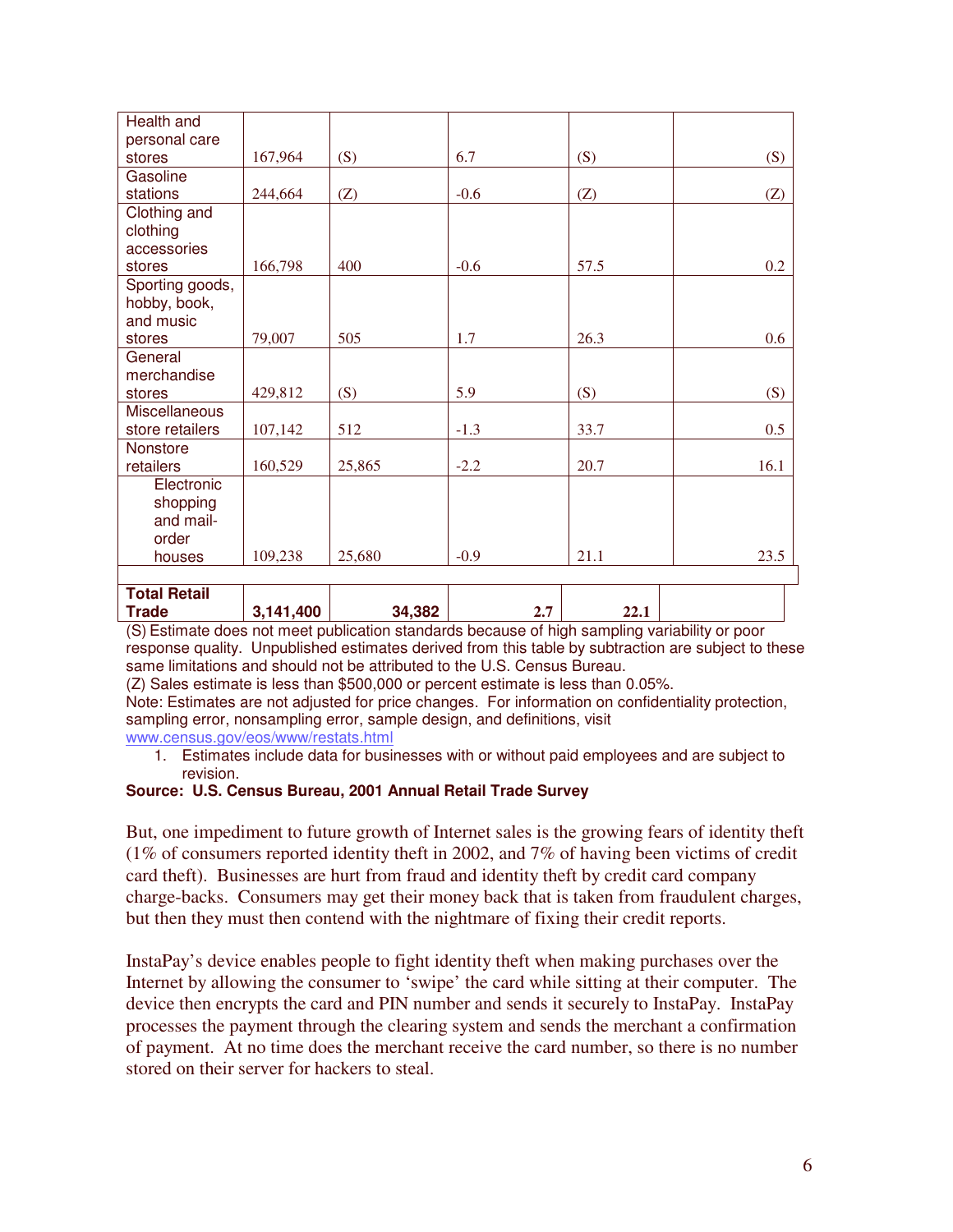| | | | | | |
|---|---|---|---|---|---|
| Health and personal care stores | 167,964 | (S) | 6.7 | (S) | (S) |
| Gasoline stations | 244,664 | (Z) | -0.6 | (Z) | (Z) |
| Clothing and clothing accessories stores | 166,798 | 400 | -0.6 | 57.5 | 0.2 |
| Sporting goods, hobby, book, and music stores | 79,007 | 505 | 1.7 | 26.3 | 0.6 |
| General merchandise stores | 429,812 | (S) | 5.9 | (S) | (S) |
| Miscellaneous store retailers | 107,142 | 512 | -1.3 | 33.7 | 0.5 |
| Nonstore retailers | 160,529 | 25,865 | -2.2 | 20.7 | 16.1 |
| Electronic shopping and mail-order houses | 109,238 | 25,680 | -0.9 | 21.1 | 23.5 |
| | | | | | |
| **Total Retail Trade** | **3,141,400** | **34,382** | **2.7** | **22.1** | |

(S) Estimate does not meet publication standards because of high sampling variability or poor response quality. Unpublished estimates derived from this table by subtraction are subject to these same limitations and should not be attributed to the U.S. Census Bureau.
(Z) Sales estimate is less than $500,000 or percent estimate is less than 0.05%.
Note: Estimates are not adjusted for price changes. For information on confidentiality protection, sampling error, nonsampling error, sample design, and definitions, visit www.census.gov/eos/www/restats.html

1. Estimates include data for businesses with or without paid employees and are subject to revision.

**Source: U.S. Census Bureau, 2001 Annual Retail Trade Survey**

But, one impediment to future growth of Internet sales is the growing fears of identity theft (1% of consumers reported identity theft in 2002, and 7% of having been victims of credit card theft). Businesses are hurt from fraud and identity theft by credit card company charge-backs. Consumers may get their money back that is taken from fraudulent charges, but then they must then contend with the nightmare of fixing their credit reports.

InstaPay's device enables people to fight identity theft when making purchases over the Internet by allowing the consumer to 'swipe' the card while sitting at their computer. The device then encrypts the card and PIN number and sends it securely to InstaPay. InstaPay processes the payment through the clearing system and sends the merchant a confirmation of payment. At no time does the merchant receive the card number, so there is no number stored on their server for hackers to steal.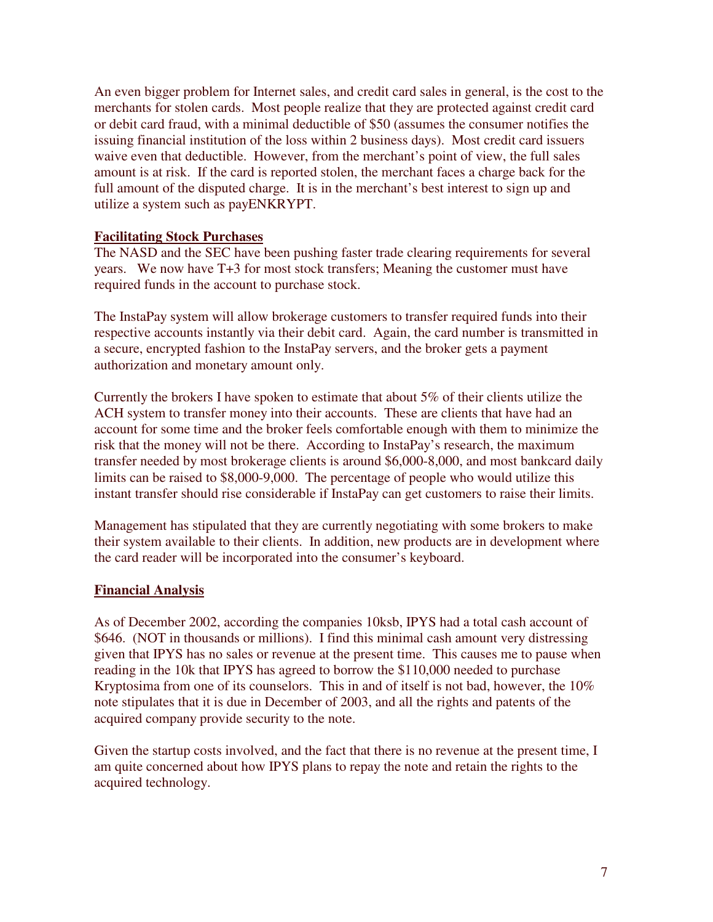An even bigger problem for Internet sales, and credit card sales in general, is the cost to the merchants for stolen cards. Most people realize that they are protected against credit card or debit card fraud, with a minimal deductible of $50 (assumes the consumer notifies the issuing financial institution of the loss within 2 business days). Most credit card issuers waive even that deductible. However, from the merchant's point of view, the full sales amount is at risk. If the card is reported stolen, the merchant faces a charge back for the full amount of the disputed charge. It is in the merchant's best interest to sign up and utilize a system such as payENKRYPT.

**Facilitating Stock Purchases**

The NASD and the SEC have been pushing faster trade clearing requirements for several years. We now have T+3 for most stock transfers; Meaning the customer must have required funds in the account to purchase stock.

The InstaPay system will allow brokerage customers to transfer required funds into their respective accounts instantly via their debit card. Again, the card number is transmitted in a secure, encrypted fashion to the InstaPay servers, and the broker gets a payment authorization and monetary amount only.

Currently the brokers I have spoken to estimate that about 5% of their clients utilize the ACH system to transfer money into their accounts. These are clients that have had an account for some time and the broker feels comfortable enough with them to minimize the risk that the money will not be there. According to InstaPay's research, the maximum transfer needed by most brokerage clients is around $6,000-8,000, and most bankcard daily limits can be raised to $8,000-9,000. The percentage of people who would utilize this instant transfer should rise considerable if InstaPay can get customers to raise their limits.

Management has stipulated that they are currently negotiating with some brokers to make their system available to their clients. In addition, new products are in development where the card reader will be incorporated into the consumer's keyboard.

**Financial Analysis**

As of December 2002, according the companies 10ksb, IPYS had a total cash account of $646. (NOT in thousands or millions). I find this minimal cash amount very distressing given that IPYS has no sales or revenue at the present time. This causes me to pause when reading in the 10k that IPYS has agreed to borrow the $110,000 needed to purchase Kryptosima from one of its counselors. This in and of itself is not bad, however, the 10% note stipulates that it is due in December of 2003, and all the rights and patents of the acquired company provide security to the note.

Given the startup costs involved, and the fact that there is no revenue at the present time, I am quite concerned about how IPYS plans to repay the note and retain the rights to the acquired technology.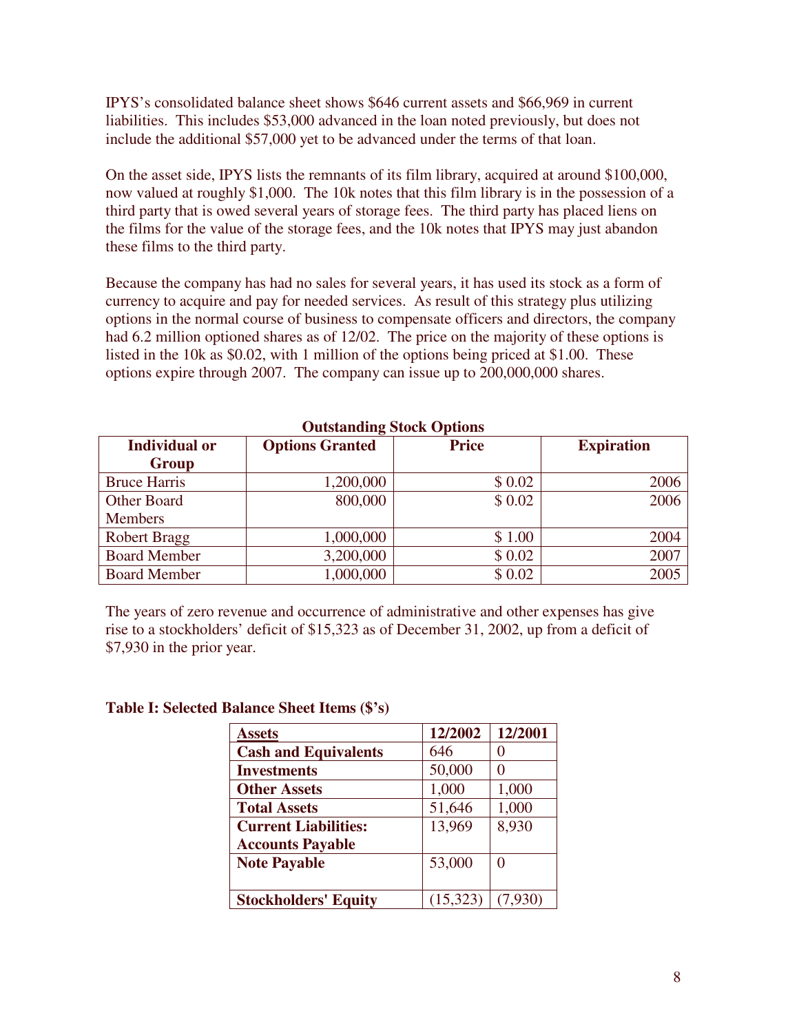IPYS's consolidated balance sheet shows $646 current assets and $66,969 in current liabilities. This includes $53,000 advanced in the loan noted previously, but does not include the additional $57,000 yet to be advanced under the terms of that loan.

On the asset side, IPYS lists the remnants of its film library, acquired at around $100,000, now valued at roughly $1,000. The 10k notes that this film library is in the possession of a third party that is owed several years of storage fees. The third party has placed liens on the films for the value of the storage fees, and the 10k notes that IPYS may just abandon these films to the third party.

Because the company has had no sales for several years, it has used its stock as a form of currency to acquire and pay for needed services. As result of this strategy plus utilizing options in the normal course of business to compensate officers and directors, the company had 6.2 million optioned shares as of 12/02. The price on the majority of these options is listed in the 10k as $0.02, with 1 million of the options being priced at $1.00. These options expire through 2007. The company can issue up to 200,000,000 shares.

**Outstanding Stock Options**

| Individual or Group | Options Granted | Price | Expiration |
|---|---|---|---|
| Bruce Harris | 1,200,000 | $ 0.02 | 2006 |
| Other Board Members | 800,000 | $ 0.02 | 2006 |
| Robert Bragg | 1,000,000 | $ 1.00 | 2004 |
| Board Member | 3,200,000 | $ 0.02 | 2007 |
| Board Member | 1,000,000 | $ 0.02 | 2005 |

The years of zero revenue and occurrence of administrative and other expenses has give rise to a stockholders' deficit of $15,323 as of December 31, 2002, up from a deficit of $7,930 in the prior year.

**Table I: Selected Balance Sheet Items ($'s)**

| Assets | 12/2002 | 12/2001 |
|---|---|---|
| **Cash and Equivalents** | 646 | 0 |
| **Investments** | 50,000 | 0 |
| **Other Assets** | 1,000 | 1,000 |
| **Total Assets** | 51,646 | 1,000 |
| **Current Liabilities: Accounts Payable** | 13,969 | 8,930 |
| **Note Payable** | 53,000 | 0 |
| **Stockholders' Equity** | (15,323) | (7,930) |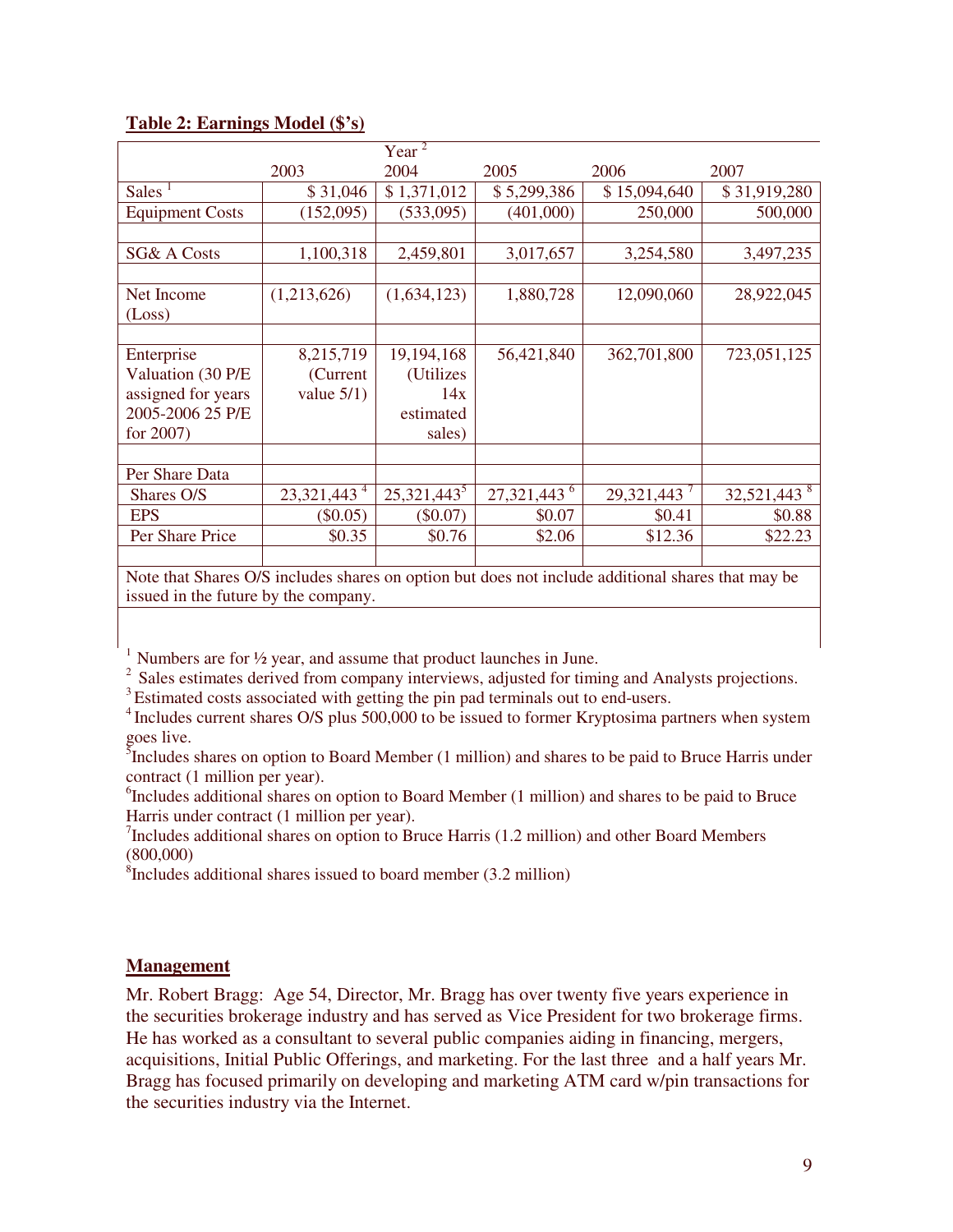**Table 2: Earnings Model ($'s)**

| | Year [2] | | | | |
|---|---|---|---|---|---|
| | 2003 | 2004 | 2005 | 2006 | 2007 |
| Sales [1] | $ 31,046 | $ 1,371,012 | $ 5,299,386 | $ 15,094,640 | $ 31,919,280 |
| Equipment Costs | (152,095) | (533,095) | (401,000) | 250,000 | 500,000 |
| | | | | | |
| SG& A Costs | 1,100,318 | 2,459,801 | 3,017,657 | 3,254,580 | 3,497,235 |
| | | | | | |
| Net Income (Loss) | (1,213,626) | (1,634,123) | 1,880,728 | 12,090,060 | 28,922,045 |
| | | | | | |
| Enterprise Valuation (30 P/E assigned for years 2005-2006 25 P/E for 2007) | 8,215,719 (Current value 5/1) | 19,194,168 (Utilizes 14x estimated sales) | 56,421,840 | 362,701,800 | 723,051,125 |
| | | | | | |
| Per Share Data | | | | | |
| Shares O/S | 23,321,443 [4] | 25,321,443[5] | 27,321,443 [6] | 29,321,443 [7] | 32,521,443 [8] |
| EPS | ($0.05) | ($0.07) | $0.07 | $0.41 | $0.88 |
| Per Share Price | $0.35 | $0.76 | $2.06 | $12.36 | $22.23 |
| | | | | | |
| Note that Shares O/S includes shares on option but does not include additional shares that may be issued in the future by the company. | | | | | |

[1] Numbers are for ½ year, and assume that product launches in June.
[2] Sales estimates derived from company interviews, adjusted for timing and Analysts projections.
[3] Estimated costs associated with getting the pin pad terminals out to end-users.
[4] Includes current shares O/S plus 500,000 to be issued to former Kryptosima partners when system goes live.
[5] Includes shares on option to Board Member (1 million) and shares to be paid to Bruce Harris under contract (1 million per year).
[6] Includes additional shares on option to Board Member (1 million) and shares to be paid to Bruce Harris under contract (1 million per year).
[7] Includes additional shares on option to Bruce Harris (1.2 million) and other Board Members (800,000)
[8] Includes additional shares issued to board member (3.2 million)

## Management

Mr. Robert Bragg: Age 54, Director, Mr. Bragg has over twenty five years experience in the securities brokerage industry and has served as Vice President for two brokerage firms. He has worked as a consultant to several public companies aiding in financing, mergers, acquisitions, Initial Public Offerings, and marketing. For the last three and a half years Mr. Bragg has focused primarily on developing and marketing ATM card w/pin transactions for the securities industry via the Internet.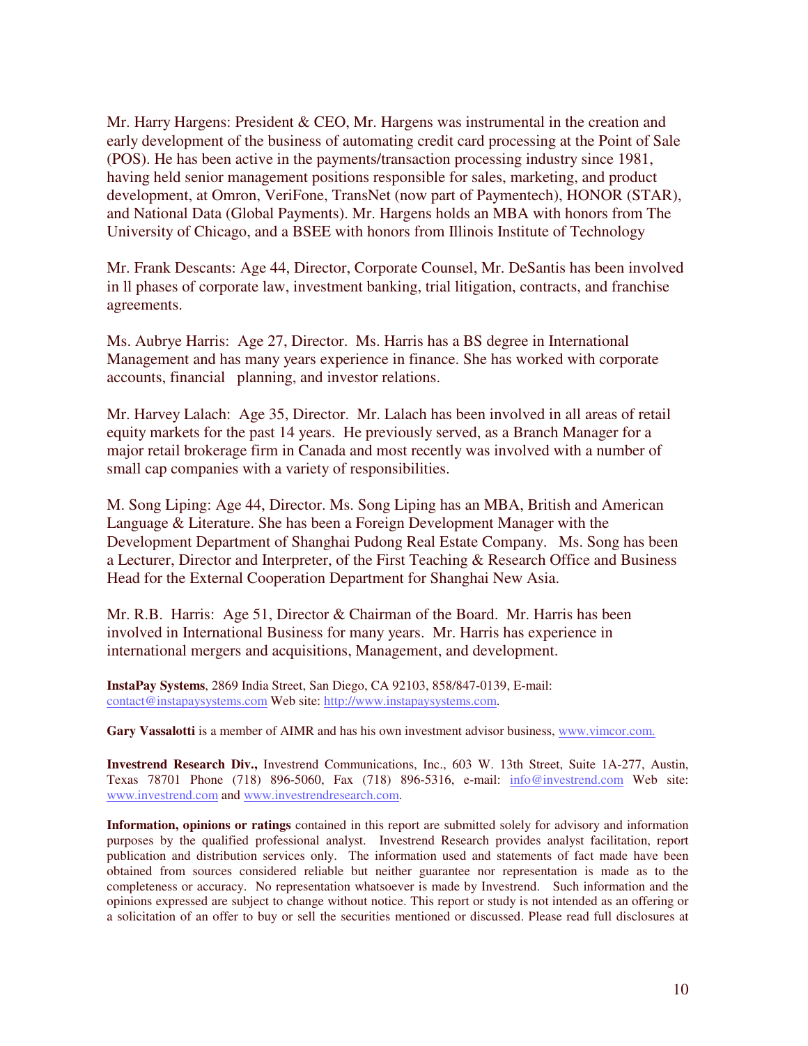Mr. Harry Hargens: President & CEO, Mr. Hargens was instrumental in the creation and early development of the business of automating credit card processing at the Point of Sale (POS). He has been active in the payments/transaction processing industry since 1981, having held senior management positions responsible for sales, marketing, and product development, at Omron, VeriFone, TransNet (now part of Paymentech), HONOR (STAR), and National Data (Global Payments). Mr. Hargens holds an MBA with honors from The University of Chicago, and a BSEE with honors from Illinois Institute of Technology

Mr. Frank Descants: Age 44, Director, Corporate Counsel, Mr. DeSantis has been involved in ll phases of corporate law, investment banking, trial litigation, contracts, and franchise agreements.

Ms. Aubrye Harris: Age 27, Director. Ms. Harris has a BS degree in International Management and has many years experience in finance. She has worked with corporate accounts, financial planning, and investor relations.

Mr. Harvey Lalach: Age 35, Director. Mr. Lalach has been involved in all areas of retail equity markets for the past 14 years. He previously served, as a Branch Manager for a major retail brokerage firm in Canada and most recently was involved with a number of small cap companies with a variety of responsibilities.

M. Song Liping: Age 44, Director. Ms. Song Liping has an MBA, British and American Language & Literature. She has been a Foreign Development Manager with the Development Department of Shanghai Pudong Real Estate Company. Ms. Song has been a Lecturer, Director and Interpreter, of the First Teaching & Research Office and Business Head for the External Cooperation Department for Shanghai New Asia.

Mr. R.B. Harris: Age 51, Director & Chairman of the Board. Mr. Harris has been involved in International Business for many years. Mr. Harris has experience in international mergers and acquisitions, Management, and development.

**InstaPay Systems**, 2869 India Street, San Diego, CA 92103, 858/847-0139, E-mail: contact@instapaysystems.com Web site: http://www.instapaysystems.com.

**Gary Vassalotti** is a member of AIMR and has his own investment advisor business, www.vimcor.com.

**Investrend Research Div.,** Investrend Communications, Inc., 603 W. 13th Street, Suite 1A-277, Austin, Texas 78701 Phone (718) 896-5060, Fax (718) 896-5316, e-mail: info@investrend.com Web site: www.investrend.com and www.investrendresearch.com.

**Information, opinions or ratings** contained in this report are submitted solely for advisory and information purposes by the qualified professional analyst. Investrend Research provides analyst facilitation, report publication and distribution services only. The information used and statements of fact made have been obtained from sources considered reliable but neither guarantee nor representation is made as to the completeness or accuracy. No representation whatsoever is made by Investrend. Such information and the opinions expressed are subject to change without notice. This report or study is not intended as an offering or a solicitation of an offer to buy or sell the securities mentioned or discussed. Please read full disclosures at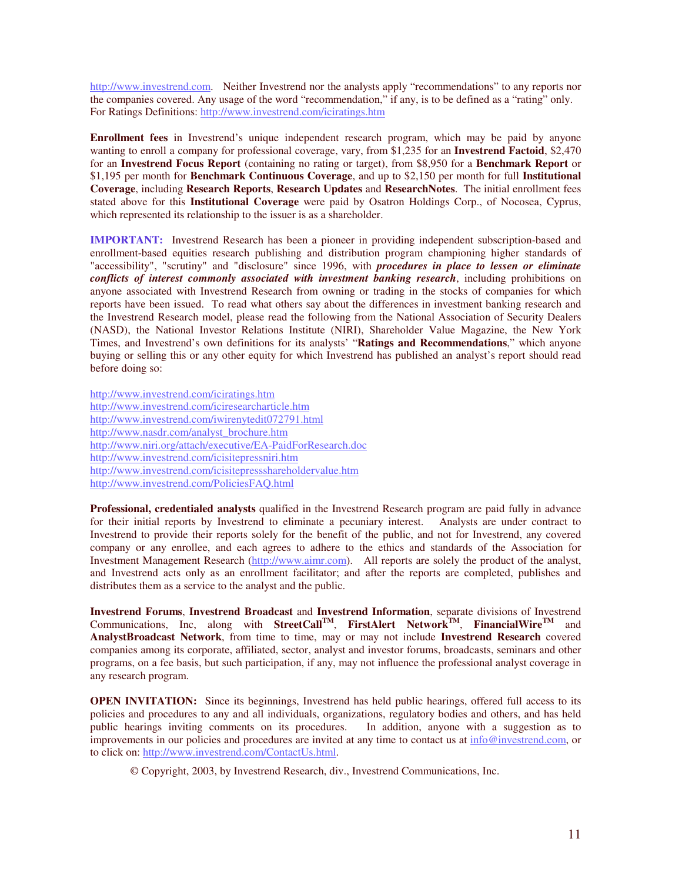http://www.investrend.com. Neither Investrend nor the analysts apply "recommendations" to any reports nor the companies covered. Any usage of the word "recommendation," if any, is to be defined as a "rating" only. For Ratings Definitions: http://www.investrend.com/iciratings.htm

**Enrollment fees** in Investrend's unique independent research program, which may be paid by anyone wanting to enroll a company for professional coverage, vary, from $1,235 for an **Investrend Factoid**, $2,470 for an **Investrend Focus Report** (containing no rating or target), from $8,950 for a **Benchmark Report** or $1,195 per month for **Benchmark Continuous Coverage**, and up to $2,150 per month for full **Institutional Coverage**, including **Research Reports**, **Research Updates** and **ResearchNotes**. The initial enrollment fees stated above for this **Institutional Coverage** were paid by Osatron Holdings Corp., of Nocosea, Cyprus, which represented its relationship to the issuer is as a shareholder.

**IMPORTANT:** Investrend Research has been a pioneer in providing independent subscription-based and enrollment-based equities research publishing and distribution program championing higher standards of "accessibility", "scrutiny" and "disclosure" since 1996, with ***procedures in place to lessen or eliminate conflicts of interest commonly associated with investment banking research***, including prohibitions on anyone associated with Investrend Research from owning or trading in the stocks of companies for which reports have been issued. To read what others say about the differences in investment banking research and the Investrend Research model, please read the following from the National Association of Security Dealers (NASD), the National Investor Relations Institute (NIRI), Shareholder Value Magazine, the New York Times, and Investrend's own definitions for its analysts' "**Ratings and Recommendations**," which anyone buying or selling this or any other equity for which Investrend has published an analyst's report should read before doing so:

http://www.investrend.com/iciratings.htm
http://www.investrend.com/iciresearcharticle.htm
http://www.investrend.com/iwirenytedit072791.html
http://www.nasdr.com/analyst_brochure.htm
http://www.niri.org/attach/executive/EA-PaidForResearch.doc
http://www.investrend.com/icisitepressniri.htm
http://www.investrend.com/icisitepressshareholdervalue.htm
http://www.investrend.com/PoliciesFAQ.html

**Professional, credentialed analysts** qualified in the Investrend Research program are paid fully in advance for their initial reports by Investrend to eliminate a pecuniary interest. Analysts are under contract to Investrend to provide their reports solely for the benefit of the public, and not for Investrend, any covered company or any enrollee, and each agrees to adhere to the ethics and standards of the Association for Investment Management Research (http://www.aimr.com). All reports are solely the product of the analyst, and Investrend acts only as an enrollment facilitator; and after the reports are completed, publishes and distributes them as a service to the analyst and the public.

**Investrend Forums**, **Investrend Broadcast** and **Investrend Information**, separate divisions of Investrend Communications, Inc, along with **StreetCall™**, **FirstAlert Network™**, **FinancialWire™** and **AnalystBroadcast Network**, from time to time, may or may not include **Investrend Research** covered companies among its corporate, affiliated, sector, analyst and investor forums, broadcasts, seminars and other programs, on a fee basis, but such participation, if any, may not influence the professional analyst coverage in any research program.

**OPEN INVITATION:** Since its beginnings, Investrend has held public hearings, offered full access to its policies and procedures to any and all individuals, organizations, regulatory bodies and others, and has held public hearings inviting comments on its procedures. In addition, anyone with a suggestion as to improvements in our policies and procedures are invited at any time to contact us at info@investrend.com, or to click on: http://www.investrend.com/ContactUs.html.

© Copyright, 2003, by Investrend Research, div., Investrend Communications, Inc.